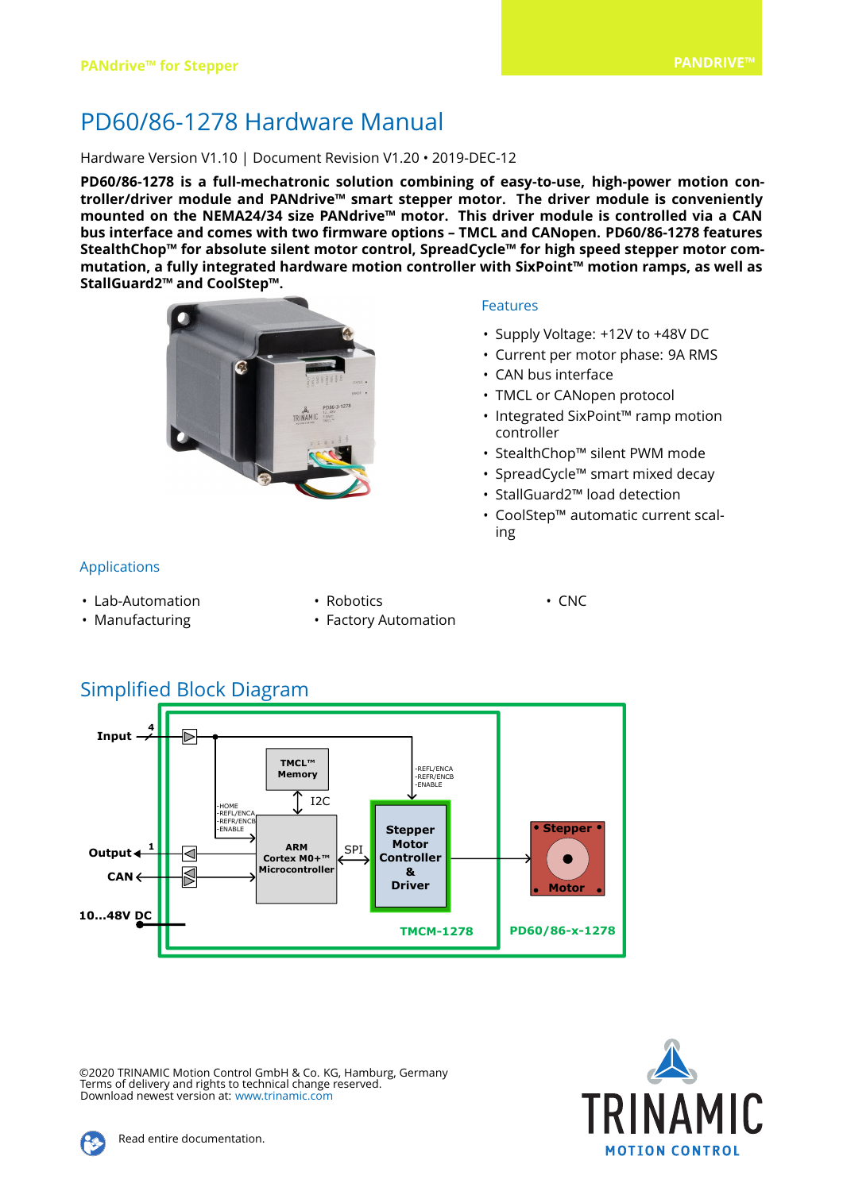# PD60/86-1278 Hardware Manual

Hardware Version V1.10 | Document Revision V1.20 • 2019-DEC-12

**PD60/86-1278 is a full-mechatronic solution combining of easy-to-use, high-power motion controller/driver module and PANdrive™ smart stepper motor. The driver module is conveniently mounted on the NEMA24/34 size PANdrive™ motor. This driver module is controlled via a CAN bus interface and comes with two firmware options – TMCL and CANopen. PD60/86-1278 features StealthChop™ for absolute silent motor control, SpreadCycle™ for high speed stepper motor commutation, a fully integrated hardware motion controller with SixPoint™ motion ramps, as well as StallGuard2™ and CoolStep™.**

## Features

- Supply Voltage: +12V to +48V DC
- Current per motor phase: 9A RMS
- CAN bus interface
- TMCL or CANopen protocol
- Integrated SixPoint™ ramp motion controller
- StealthChop™ silent PWM mode
- SpreadCycle™ smart mixed decay
- StallGuard2™ load detection
- CoolStep™ automatic current scaling

## Applications

- Lab-Automation
- Manufacturing
- Robotics
- Factory Automation
- CNC

## Simplified Block Diagram

©2020 TRINAMIC Motion Control GmbH & Co. KG, Hamburg, Germany
Terms of delivery and rights to technical change reserved.
Download newest version at: www.trinamic.com

Read entire documentation.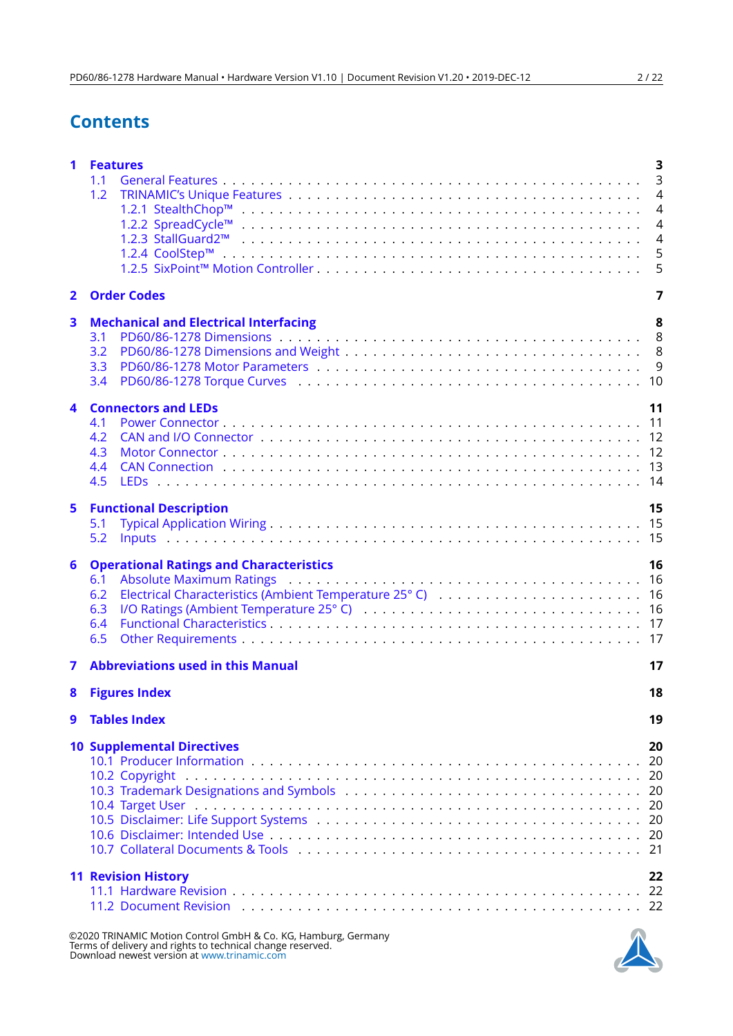# Contents

- **1 Features** — 3
  - 1.1 General Features — 3
  - 1.2 TRINAMIC's Unique Features — 4
    - 1.2.1 StealthChop™ — 4
    - 1.2.2 SpreadCycle™ — 4
    - 1.2.3 StallGuard2™ — 4
    - 1.2.4 CoolStep™ — 5
    - 1.2.5 SixPoint™ Motion Controller — 5
- **2 Order Codes** — 7
- **3 Mechanical and Electrical Interfacing** — 8
  - 3.1 PD60/86-1278 Dimensions — 8
  - 3.2 PD60/86-1278 Dimensions and Weight — 8
  - 3.3 PD60/86-1278 Motor Parameters — 9
  - 3.4 PD60/86-1278 Torque Curves — 10
- **4 Connectors and LEDs** — 11
  - 4.1 Power Connector — 11
  - 4.2 CAN and I/O Connector — 12
  - 4.3 Motor Connector — 12
  - 4.4 CAN Connection — 13
  - 4.5 LEDs — 14
- **5 Functional Description** — 15
  - 5.1 Typical Application Wiring — 15
  - 5.2 Inputs — 15
- **6 Operational Ratings and Characteristics** — 16
  - 6.1 Absolute Maximum Ratings — 16
  - 6.2 Electrical Characteristics (Ambient Temperature 25° C) — 16
  - 6.3 I/O Ratings (Ambient Temperature 25° C) — 16
  - 6.4 Functional Characteristics — 17
  - 6.5 Other Requirements — 17
- **7 Abbreviations used in this Manual** — 17
- **8 Figures Index** — 18
- **9 Tables Index** — 19
- **10 Supplemental Directives** — 20
  - 10.1 Producer Information — 20
  - 10.2 Copyright — 20
  - 10.3 Trademark Designations and Symbols — 20
  - 10.4 Target User — 20
  - 10.5 Disclaimer: Life Support Systems — 20
  - 10.6 Disclaimer: Intended Use — 20
  - 10.7 Collateral Documents & Tools — 21
- **11 Revision History** — 22
  - 11.1 Hardware Revision — 22
  - 11.2 Document Revision — 22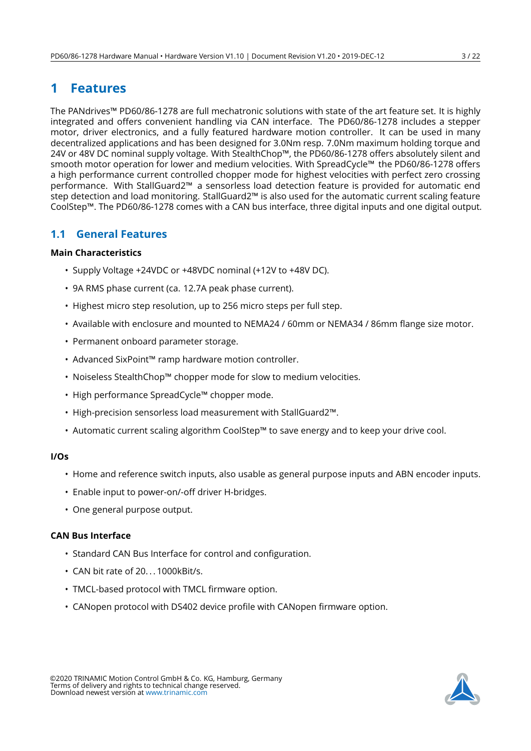# 1 Features

The PANdrives™ PD60/86-1278 are full mechatronic solutions with state of the art feature set. It is highly integrated and offers convenient handling via CAN interface. The PD60/86-1278 includes a stepper motor, driver electronics, and a fully featured hardware motion controller. It can be used in many decentralized applications and has been designed for 3.0Nm resp. 7.0Nm maximum holding torque and 24V or 48V DC nominal supply voltage. With StealthChop™, the PD60/86-1278 offers absolutely silent and smooth motor operation for lower and medium velocities. With SpreadCycle™ the PD60/86-1278 offers a high performance current controlled chopper mode for highest velocities with perfect zero crossing performance. With StallGuard2™ a sensorless load detection feature is provided for automatic end step detection and load monitoring. StallGuard2™ is also used for the automatic current scaling feature CoolStep™. The PD60/86-1278 comes with a CAN bus interface, three digital inputs and one digital output.

## 1.1 General Features

**Main Characteristics**

- Supply Voltage +24VDC or +48VDC nominal (+12V to +48V DC).
- 9A RMS phase current (ca. 12.7A peak phase current).
- Highest micro step resolution, up to 256 micro steps per full step.
- Available with enclosure and mounted to NEMA24 / 60mm or NEMA34 / 86mm flange size motor.
- Permanent onboard parameter storage.
- Advanced SixPoint™ ramp hardware motion controller.
- Noiseless StealthChop™ chopper mode for slow to medium velocities.
- High performance SpreadCycle™ chopper mode.
- High-precision sensorless load measurement with StallGuard2™.
- Automatic current scaling algorithm CoolStep™ to save energy and to keep your drive cool.

**I/Os**

- Home and reference switch inputs, also usable as general purpose inputs and ABN encoder inputs.
- Enable input to power-on/-off driver H-bridges.
- One general purpose output.

**CAN Bus Interface**

- Standard CAN Bus Interface for control and configuration.
- CAN bit rate of 20…1000kBit/s.
- TMCL-based protocol with TMCL firmware option.
- CANopen protocol with DS402 device profile with CANopen firmware option.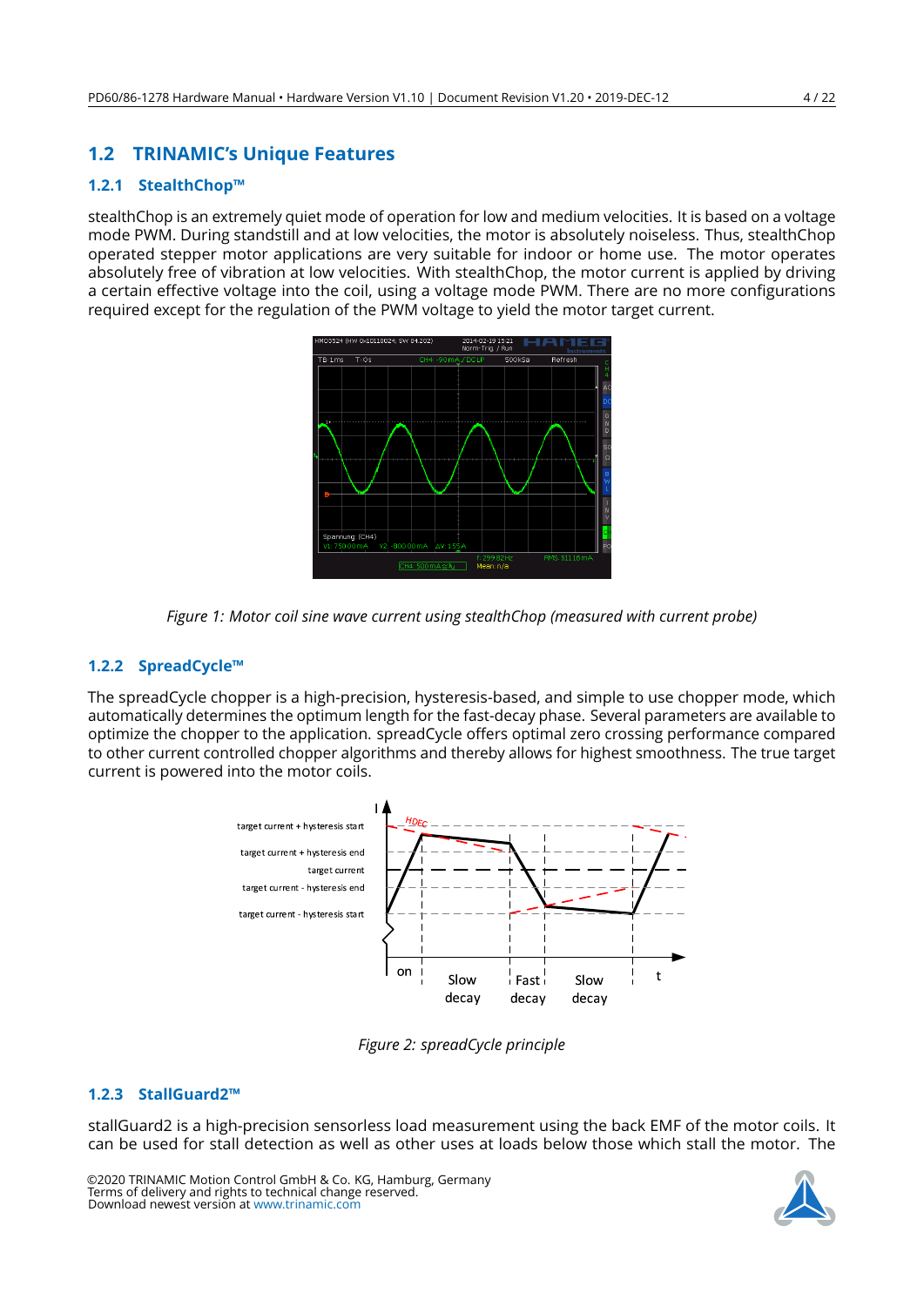## 1.2 TRINAMIC's Unique Features

### 1.2.1 StealthChop™

stealthChop is an extremely quiet mode of operation for low and medium velocities. It is based on a voltage mode PWM. During standstill and at low velocities, the motor is absolutely noiseless. Thus, stealthChop operated stepper motor applications are very suitable for indoor or home use. The motor operates absolutely free of vibration at low velocities. With stealthChop, the motor current is applied by driving a certain effective voltage into the coil, using a voltage mode PWM. There are no more configurations required except for the regulation of the PWM voltage to yield the motor target current.

*Figure 1: Motor coil sine wave current using stealthChop (measured with current probe)*

### 1.2.2 SpreadCycle™

The spreadCycle chopper is a high-precision, hysteresis-based, and simple to use chopper mode, which automatically determines the optimum length for the fast-decay phase. Several parameters are available to optimize the chopper to the application. spreadCycle offers optimal zero crossing performance compared to other current controlled chopper algorithms and thereby allows for highest smoothness. The true target current is powered into the motor coils.

*Figure 2: spreadCycle principle*

### 1.2.3 StallGuard2™

stallGuard2 is a high-precision sensorless load measurement using the back EMF of the motor coils. It can be used for stall detection as well as other uses at loads below those which stall the motor. The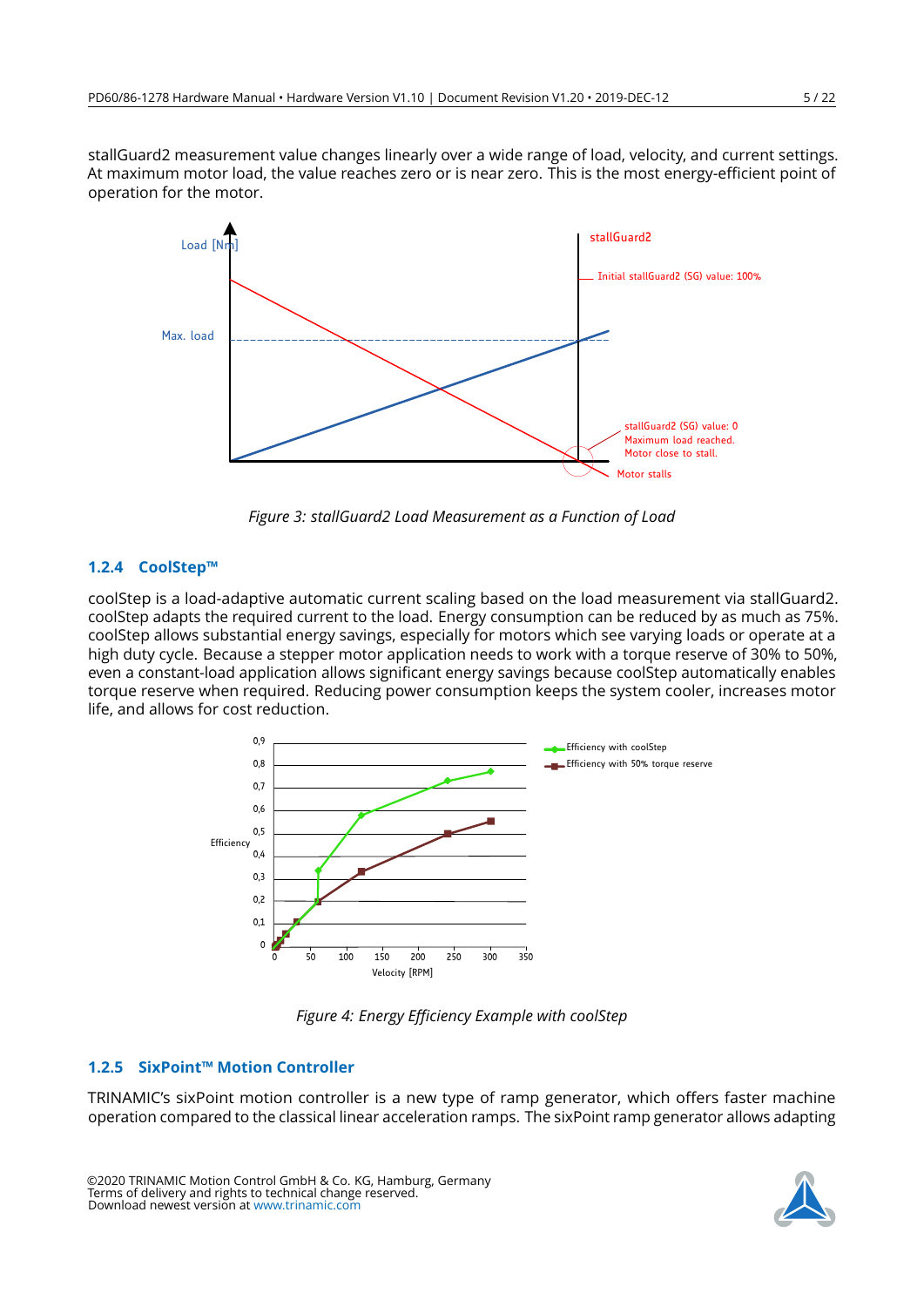stallGuard2 measurement value changes linearly over a wide range of load, velocity, and current settings. At maximum motor load, the value reaches zero or is near zero. This is the most energy-efficient point of operation for the motor.

*Figure 3: stallGuard2 Load Measurement as a Function of Load*

### 1.2.4 CoolStep™

coolStep is a load-adaptive automatic current scaling based on the load measurement via stallGuard2. coolStep adapts the required current to the load. Energy consumption can be reduced by as much as 75%. coolStep allows substantial energy savings, especially for motors which see varying loads or operate at a high duty cycle. Because a stepper motor application needs to work with a torque reserve of 30% to 50%, even a constant-load application allows significant energy savings because coolStep automatically enables torque reserve when required. Reducing power consumption keeps the system cooler, increases motor life, and allows for cost reduction.

*Figure 4: Energy Efficiency Example with coolStep*

### 1.2.5 SixPoint™ Motion Controller

TRINAMIC's sixPoint motion controller is a new type of ramp generator, which offers faster machine operation compared to the classical linear acceleration ramps. The sixPoint ramp generator allows adapting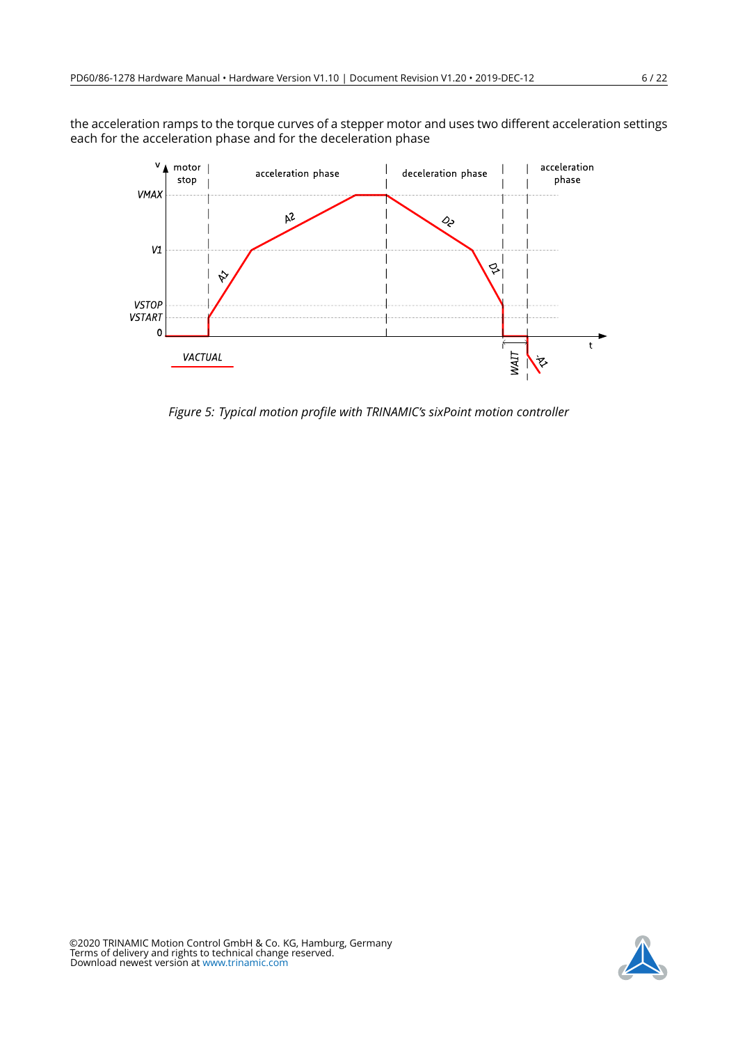the acceleration ramps to the torque curves of a stepper motor and uses two different acceleration settings each for the acceleration phase and for the deceleration phase

*Figure 5: Typical motion profile with TRINAMIC's sixPoint motion controller*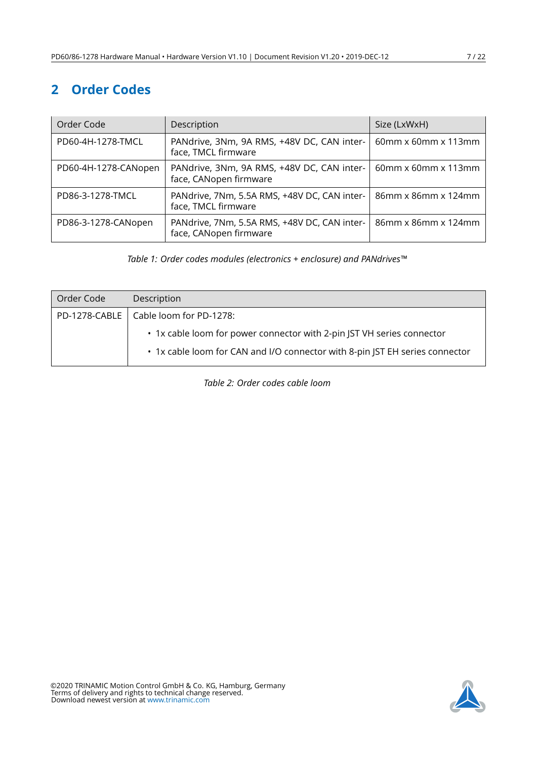## 2 Order Codes

| Order Code | Description | Size (LxWxH) |
|---|---|---|
| PD60-4H-1278-TMCL | PANdrive, 3Nm, 9A RMS, +48V DC, CAN interface, TMCL firmware | 60mm x 60mm x 113mm |
| PD60-4H-1278-CANopen | PANdrive, 3Nm, 9A RMS, +48V DC, CAN interface, CANopen firmware | 60mm x 60mm x 113mm |
| PD86-3-1278-TMCL | PANdrive, 7Nm, 5.5A RMS, +48V DC, CAN interface, TMCL firmware | 86mm x 86mm x 124mm |
| PD86-3-1278-CANopen | PANdrive, 7Nm, 5.5A RMS, +48V DC, CAN interface, CANopen firmware | 86mm x 86mm x 124mm |

*Table 1: Order codes modules (electronics + enclosure) and PANdrives™*

| Order Code | Description |
|---|---|
| PD-1278-CABLE | Cable loom for PD-1278:<br>• 1x cable loom for power connector with 2-pin JST VH series connector<br>• 1x cable loom for CAN and I/O connector with 8-pin JST EH series connector |

*Table 2: Order codes cable loom*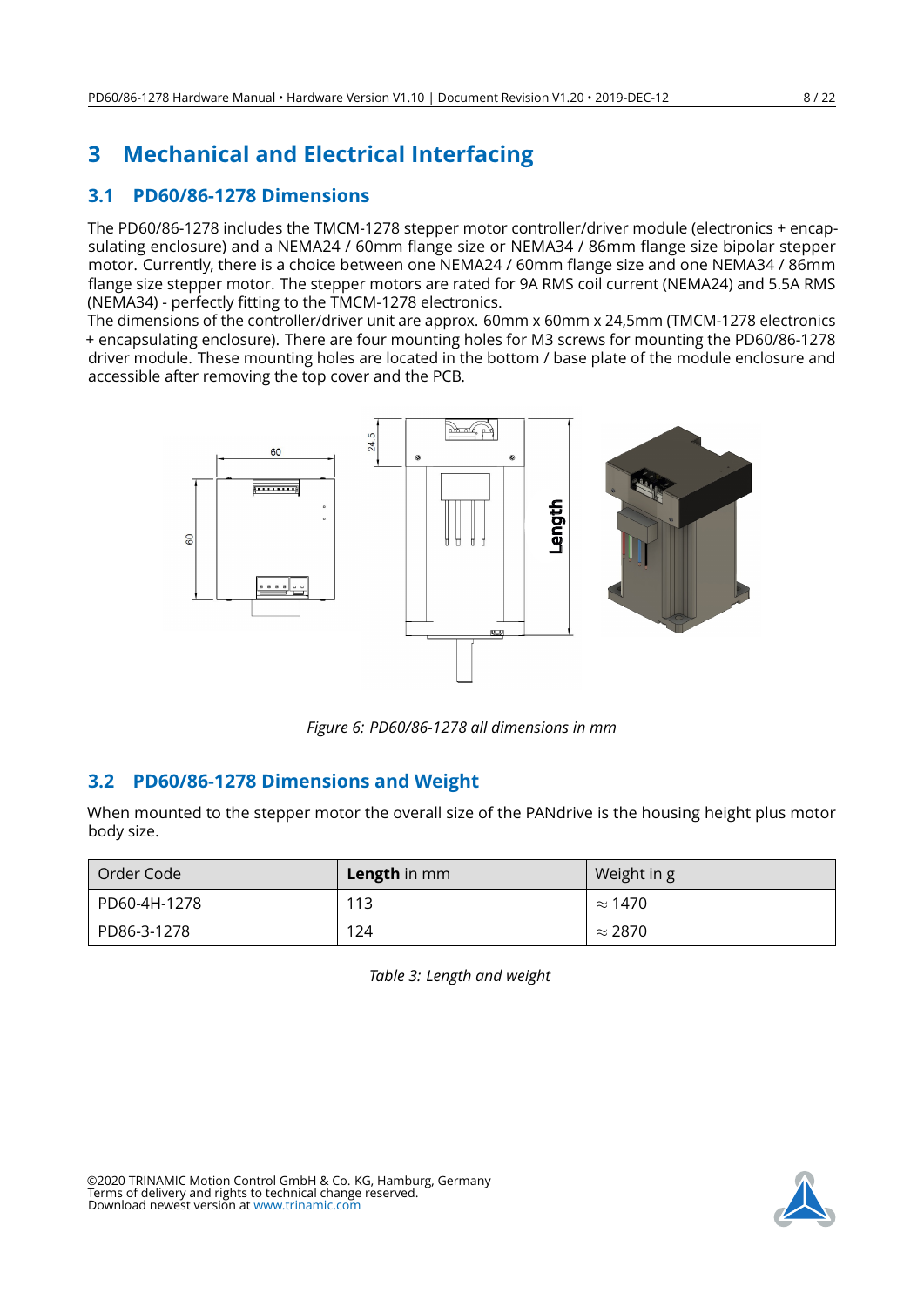# 3 Mechanical and Electrical Interfacing

## 3.1 PD60/86-1278 Dimensions

The PD60/86-1278 includes the TMCM-1278 stepper motor controller/driver module (electronics + encapsulating enclosure) and a NEMA24 / 60mm flange size or NEMA34 / 86mm flange size bipolar stepper motor. Currently, there is a choice between one NEMA24 / 60mm flange size and one NEMA34 / 86mm flange size stepper motor. The stepper motors are rated for 9A RMS coil current (NEMA24) and 5.5A RMS (NEMA34) - perfectly fitting to the TMCM-1278 electronics.
The dimensions of the controller/driver unit are approx. 60mm x 60mm x 24,5mm (TMCM-1278 electronics + encapsulating enclosure). There are four mounting holes for M3 screws for mounting the PD60/86-1278 driver module. These mounting holes are located in the bottom / base plate of the module enclosure and accessible after removing the top cover and the PCB.

*Figure 6: PD60/86-1278 all dimensions in mm*

## 3.2 PD60/86-1278 Dimensions and Weight

When mounted to the stepper motor the overall size of the PANdrive is the housing height plus motor body size.

| Order Code | **Length** in mm | Weight in g |
|---|---|---|
| PD60-4H-1278 | 113 | $\approx$ 1470 |
| PD86-3-1278 | 124 | $\approx$ 2870 |

*Table 3: Length and weight*

©2020 TRINAMIC Motion Control GmbH & Co. KG, Hamburg, Germany
Terms of delivery and rights to technical change reserved.
Download newest version at www.trinamic.com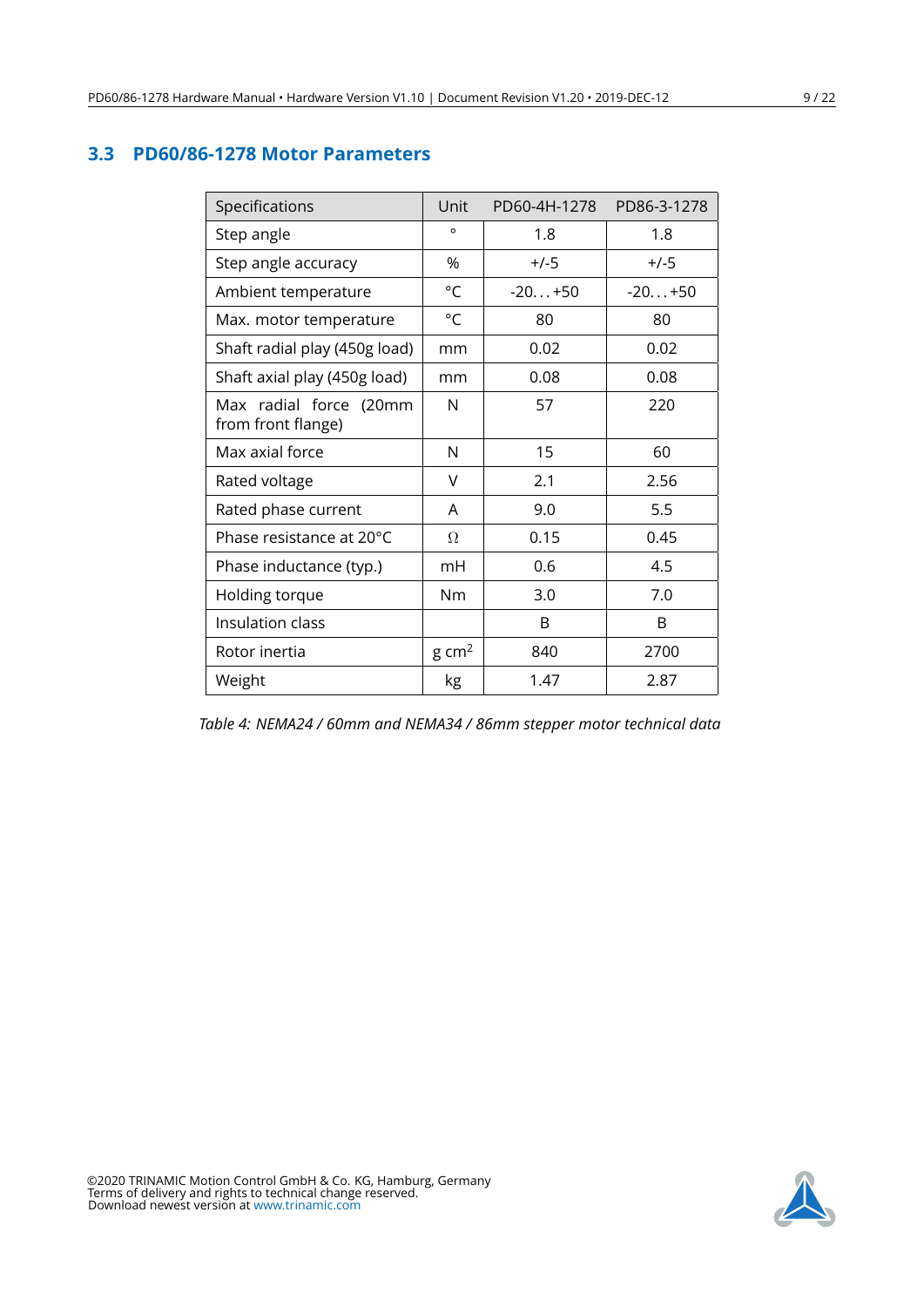## 3.3 PD60/86-1278 Motor Parameters

| Specifications | Unit | PD60-4H-1278 | PD86-3-1278 |
|---|---|---|---|
| Step angle | ° | 1.8 | 1.8 |
| Step angle accuracy | % | +/-5 | +/-5 |
| Ambient temperature | °C | -20…+50 | -20…+50 |
| Max. motor temperature | °C | 80 | 80 |
| Shaft radial play (450g load) | mm | 0.02 | 0.02 |
| Shaft axial play (450g load) | mm | 0.08 | 0.08 |
| Max radial force (20mm from front flange) | N | 57 | 220 |
| Max axial force | N | 15 | 60 |
| Rated voltage | V | 2.1 | 2.56 |
| Rated phase current | A | 9.0 | 5.5 |
| Phase resistance at 20°C | Ω | 0.15 | 0.45 |
| Phase inductance (typ.) | mH | 0.6 | 4.5 |
| Holding torque | Nm | 3.0 | 7.0 |
| Insulation class | | B | B |
| Rotor inertia | g $cm^2$ | 840 | 2700 |
| Weight | kg | 1.47 | 2.87 |

*Table 4: NEMA24 / 60mm and NEMA34 / 86mm stepper motor technical data*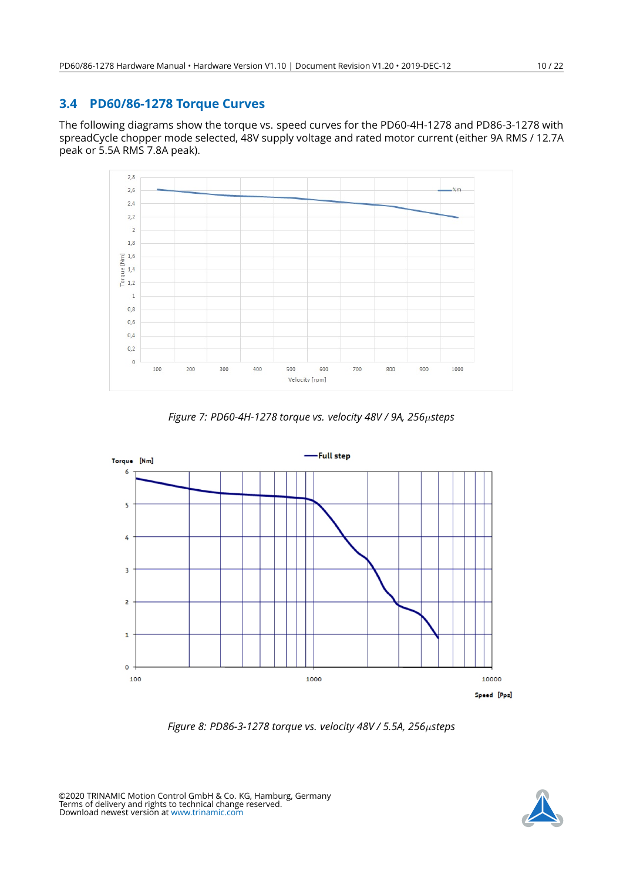## 3.4 PD60/86-1278 Torque Curves

The following diagrams show the torque vs. speed curves for the PD60-4H-1278 and PD86-3-1278 with spreadCycle chopper mode selected, 48V supply voltage and rated motor current (either 9A RMS / 12.7A peak or 5.5A RMS 7.8A peak).

*Figure 7: PD60-4H-1278 torque vs. velocity 48V / 9A, 256µsteps*

*Figure 8: PD86-3-1278 torque vs. velocity 48V / 5.5A, 256µsteps*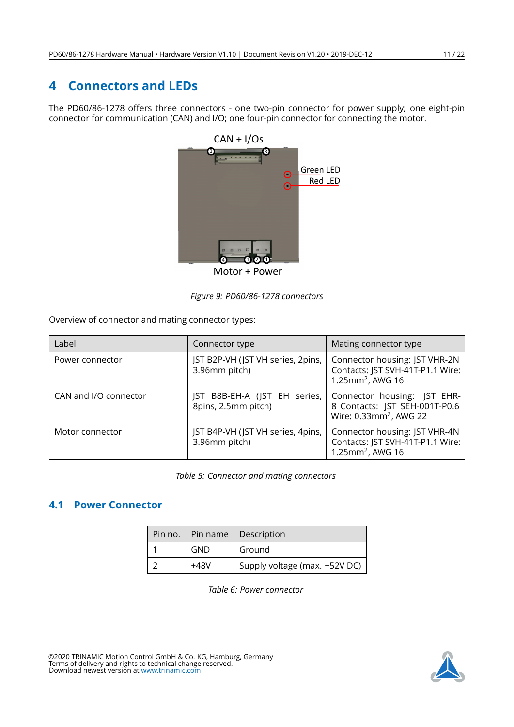# 4 Connectors and LEDs

The PD60/86-1278 offers three connectors - one two-pin connector for power supply; one eight-pin connector for communication (CAN) and I/O; one four-pin connector for connecting the motor.

*Figure 9: PD60/86-1278 connectors*

Overview of connector and mating connector types:

| Label | Connector type | Mating connector type |
|---|---|---|
| Power connector | JST B2P-VH (JST VH series, 2pins, 3.96mm pitch) | Connector housing: JST VHR-2N Contacts: JST SVH-41T-P1.1 Wire: 1.25mm$^2$, AWG 16 |
| CAN and I/O connector | JST B8B-EH-A (JST EH series, 8pins, 2.5mm pitch) | Connector housing: JST EHR-8 Contacts: JST SEH-001T-P0.6 Wire: 0.33mm$^2$, AWG 22 |
| Motor connector | JST B4P-VH (JST VH series, 4pins, 3.96mm pitch) | Connector housing: JST VHR-4N Contacts: JST SVH-41T-P1.1 Wire: 1.25mm$^2$, AWG 16 |

*Table 5: Connector and mating connectors*

## 4.1 Power Connector

| Pin no. | Pin name | Description |
|---|---|---|
| 1 | GND | Ground |
| 2 | +48V | Supply voltage (max. +52V DC) |

*Table 6: Power connector*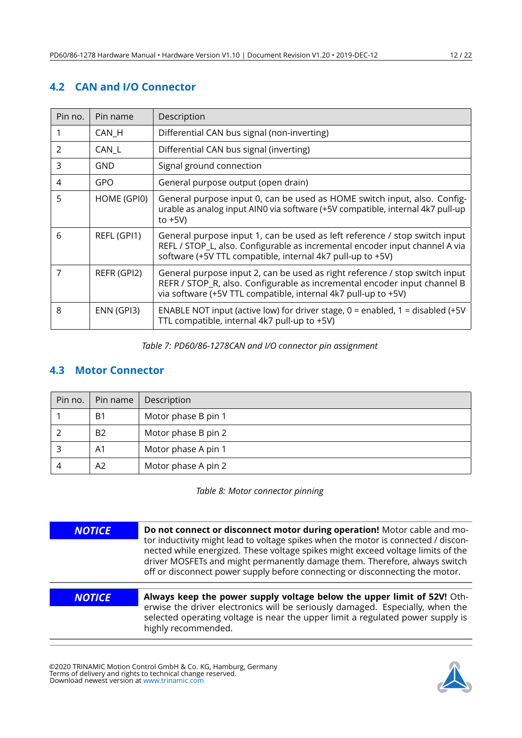## 4.2 CAN and I/O Connector

| Pin no. | Pin name | Description |
|---|---|---|
| 1 | CAN_H | Differential CAN bus signal (non-inverting) |
| 2 | CAN_L | Differential CAN bus signal (inverting) |
| 3 | GND | Signal ground connection |
| 4 | GPO | General purpose output (open drain) |
| 5 | HOME (GPI0) | General purpose input 0, can be used as HOME switch input, also. Configurable as analog input AIN0 via software (+5V compatible, internal 4k7 pull-up to +5V) |
| 6 | REFL (GPI1) | General purpose input 1, can be used as left reference / stop switch input REFL / STOP_L, also. Configurable as incremental encoder input channel A via software (+5V TTL compatible, internal 4k7 pull-up to +5V) |
| 7 | REFR (GPI2) | General purpose input 2, can be used as right reference / stop switch input REFR / STOP_R, also. Configurable as incremental encoder input channel B via software (+5V TTL compatible, internal 4k7 pull-up to +5V) |
| 8 | ENN (GPI3) | ENABLE NOT input (active low) for driver stage, 0 = enabled, 1 = disabled (+5V TTL compatible, internal 4k7 pull-up to +5V) |

*Table 7: PD60/86-1278CAN and I/O connector pin assignment*

## 4.3 Motor Connector

| Pin no. | Pin name | Description |
|---|---|---|
| 1 | B1 | Motor phase B pin 1 |
| 2 | B2 | Motor phase B pin 2 |
| 3 | A1 | Motor phase A pin 1 |
| 4 | A2 | Motor phase A pin 2 |

*Table 8: Motor connector pinning*

***NOTICE*** **Do not connect or disconnect motor during operation!** Motor cable and motor inductivity might lead to voltage spikes when the motor is connected / disconnected while energized. These voltage spikes might exceed voltage limits of the driver MOSFETs and might permanently damage them. Therefore, always switch off or disconnect power supply before connecting or disconnecting the motor.

***NOTICE*** **Always keep the power supply voltage below the upper limit of 52V!** Otherwise the driver electronics will be seriously damaged. Especially, when the selected operating voltage is near the upper limit a regulated power supply is highly recommended.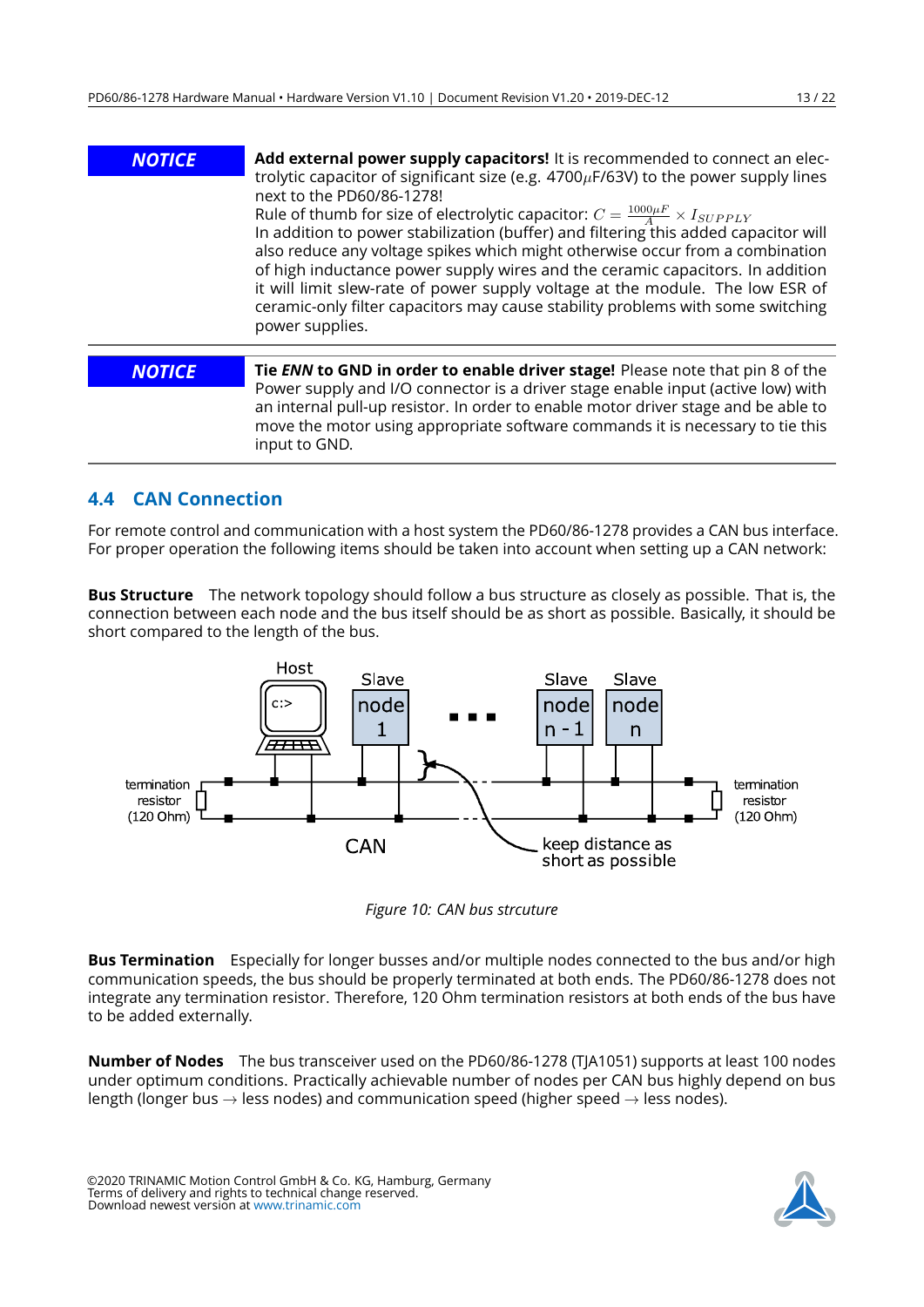**NOTICE**

**Add external power supply capacitors!** It is recommended to connect an electrolytic capacitor of significant size (e.g. 4700$\mu$F/63V) to the power supply lines next to the PD60/86-1278!
Rule of thumb for size of electrolytic capacitor: $C = \frac{1000\mu F}{A} \times I_{SUPPLY}$
In addition to power stabilization (buffer) and filtering this added capacitor will also reduce any voltage spikes which might otherwise occur from a combination of high inductance power supply wires and the ceramic capacitors. In addition it will limit slew-rate of power supply voltage at the module. The low ESR of ceramic-only filter capacitors may cause stability problems with some switching power supplies.

**NOTICE**

**Tie *ENN* to GND in order to enable driver stage!** Please note that pin 8 of the Power supply and I/O connector is a driver stage enable input (active low) with an internal pull-up resistor. In order to enable motor driver stage and be able to move the motor using appropriate software commands it is necessary to tie this input to GND.

## 4.4 CAN Connection

For remote control and communication with a host system the PD60/86-1278 provides a CAN bus interface. For proper operation the following items should be taken into account when setting up a CAN network:

**Bus Structure** The network topology should follow a bus structure as closely as possible. That is, the connection between each node and the bus itself should be as short as possible. Basically, it should be short compared to the length of the bus.

*Figure 10: CAN bus strcuture*

**Bus Termination** Especially for longer busses and/or multiple nodes connected to the bus and/or high communication speeds, the bus should be properly terminated at both ends. The PD60/86-1278 does not integrate any termination resistor. Therefore, 120 Ohm termination resistors at both ends of the bus have to be added externally.

**Number of Nodes** The bus transceiver used on the PD60/86-1278 (TJA1051) supports at least 100 nodes under optimum conditions. Practically achievable number of nodes per CAN bus highly depend on bus length (longer bus → less nodes) and communication speed (higher speed → less nodes).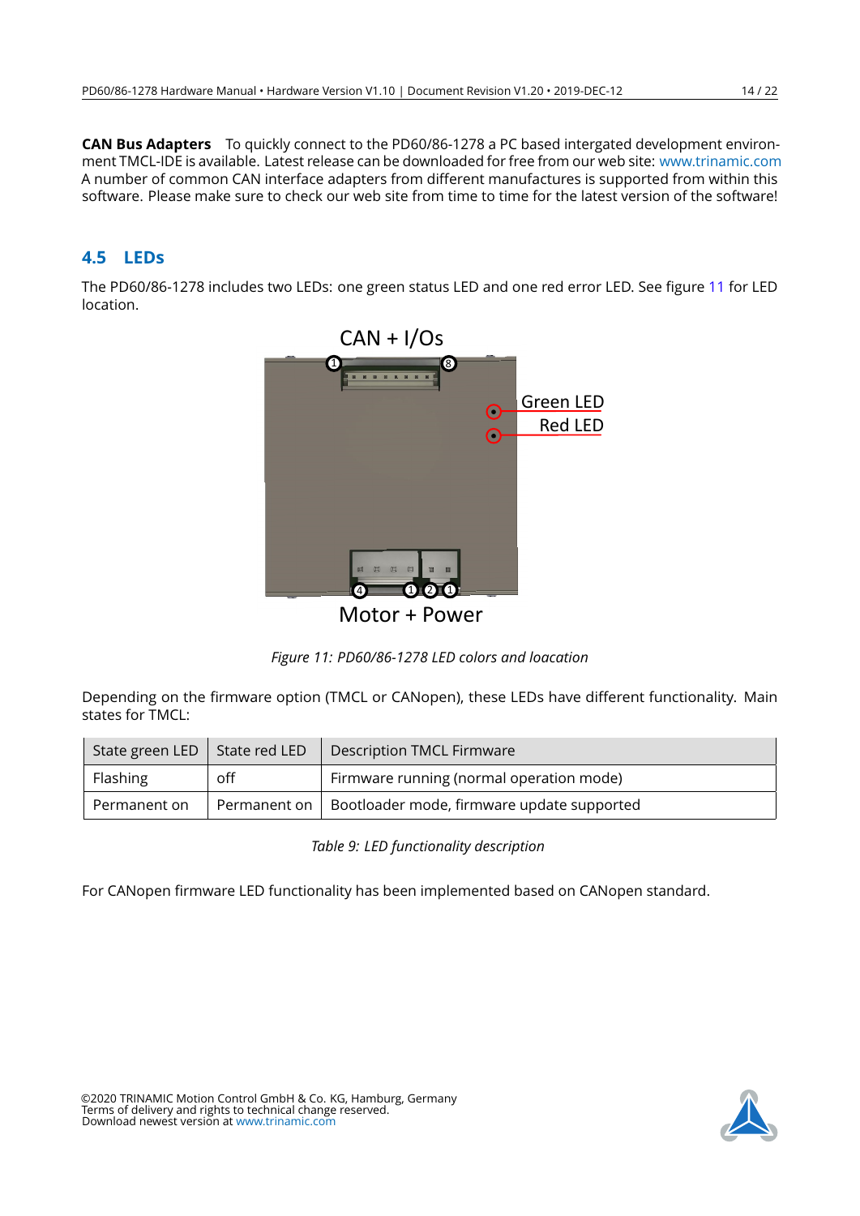**CAN Bus Adapters** To quickly connect to the PD60/86-1278 a PC based intergated development environment TMCL-IDE is available. Latest release can be downloaded for free from our web site: www.trinamic.com A number of common CAN interface adapters from different manufactures is supported from within this software. Please make sure to check our web site from time to time for the latest version of the software!

## 4.5 LEDs

The PD60/86-1278 includes two LEDs: one green status LED and one red error LED. See figure 11 for LED location.

*Figure 11: PD60/86-1278 LED colors and loacation*

Depending on the firmware option (TMCL or CANopen), these LEDs have different functionality. Main states for TMCL:

| State green LED | State red LED | Description TMCL Firmware |
|---|---|---|
| Flashing | off | Firmware running (normal operation mode) |
| Permanent on | Permanent on | Bootloader mode, firmware update supported |

*Table 9: LED functionality description*

For CANopen firmware LED functionality has been implemented based on CANopen standard.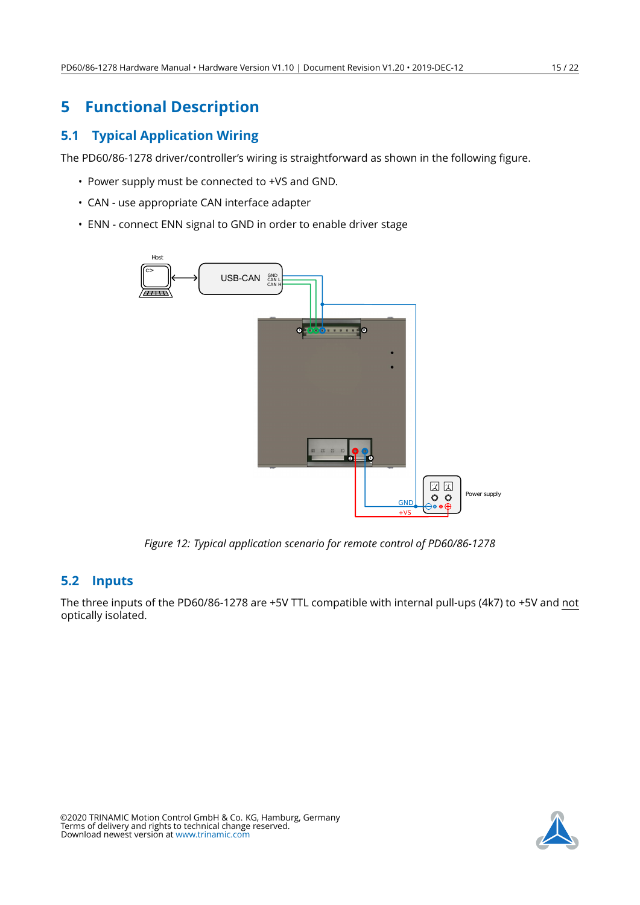# 5 Functional Description

## 5.1 Typical Application Wiring

The PD60/86-1278 driver/controller's wiring is straightforward as shown in the following figure.

- Power supply must be connected to +VS and GND.
- CAN - use appropriate CAN interface adapter
- ENN - connect ENN signal to GND in order to enable driver stage

*Figure 12: Typical application scenario for remote control of PD60/86-1278*

## 5.2 Inputs

The three inputs of the PD60/86-1278 are +5V TTL compatible with internal pull-ups (4k7) to +5V and not optically isolated.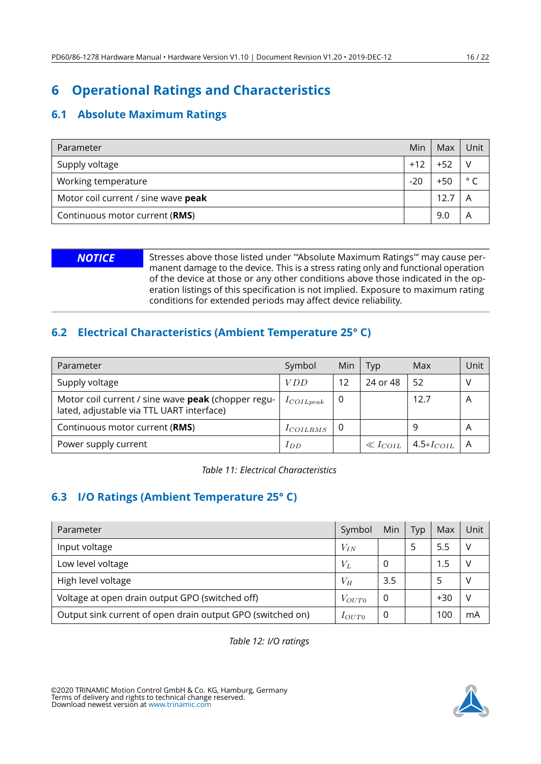# 6 Operational Ratings and Characteristics

## 6.1 Absolute Maximum Ratings

| Parameter | Min | Max | Unit |
|---|---|---|---|
| Supply voltage | +12 | +52 | V |
| Working temperature | -20 | +50 | ° C |
| Motor coil current / sine wave **peak** | | 12.7 | A |
| Continuous motor current (**RMS**) | | 9.0 | A |

***NOTICE*** Stresses above those listed under "'Absolute Maximum Ratings"' may cause permanent damage to the device. This is a stress rating only and functional operation of the device at those or any other conditions above those indicated in the operation listings of this specification is not implied. Exposure to maximum rating conditions for extended periods may affect device reliability.

## 6.2 Electrical Characteristics (Ambient Temperature 25° C)

| Parameter | Symbol | Min | Typ | Max | Unit |
|---|---|---|---|---|---|
| Supply voltage | $VDD$ | 12 | 24 or 48 | 52 | V |
| Motor coil current / sine wave **peak** (chopper regulated, adjustable via TTL UART interface) | $I_{COILpeak}$ | 0 | | 12.7 | A |
| Continuous motor current (**RMS**) | $I_{COILRMS}$ | 0 | | 9 | A |
| Power supply current | $I_{DD}$ | | $\ll I_{COIL}$ | $4.5 * I_{COIL}$ | A |

*Table 11: Electrical Characteristics*

## 6.3 I/O Ratings (Ambient Temperature 25° C)

| Parameter | Symbol | Min | Typ | Max | Unit |
|---|---|---|---|---|---|
| Input voltage | $V_{IN}$ | | 5 | 5.5 | V |
| Low level voltage | $V_L$ | 0 | | 1.5 | V |
| High level voltage | $V_H$ | 3.5 | | 5 | V |
| Voltage at open drain output GPO (switched off) | $V_{OUT0}$ | 0 | | +30 | V |
| Output sink current of open drain output GPO (switched on) | $I_{OUT0}$ | 0 | | 100 | mA |

*Table 12: I/O ratings*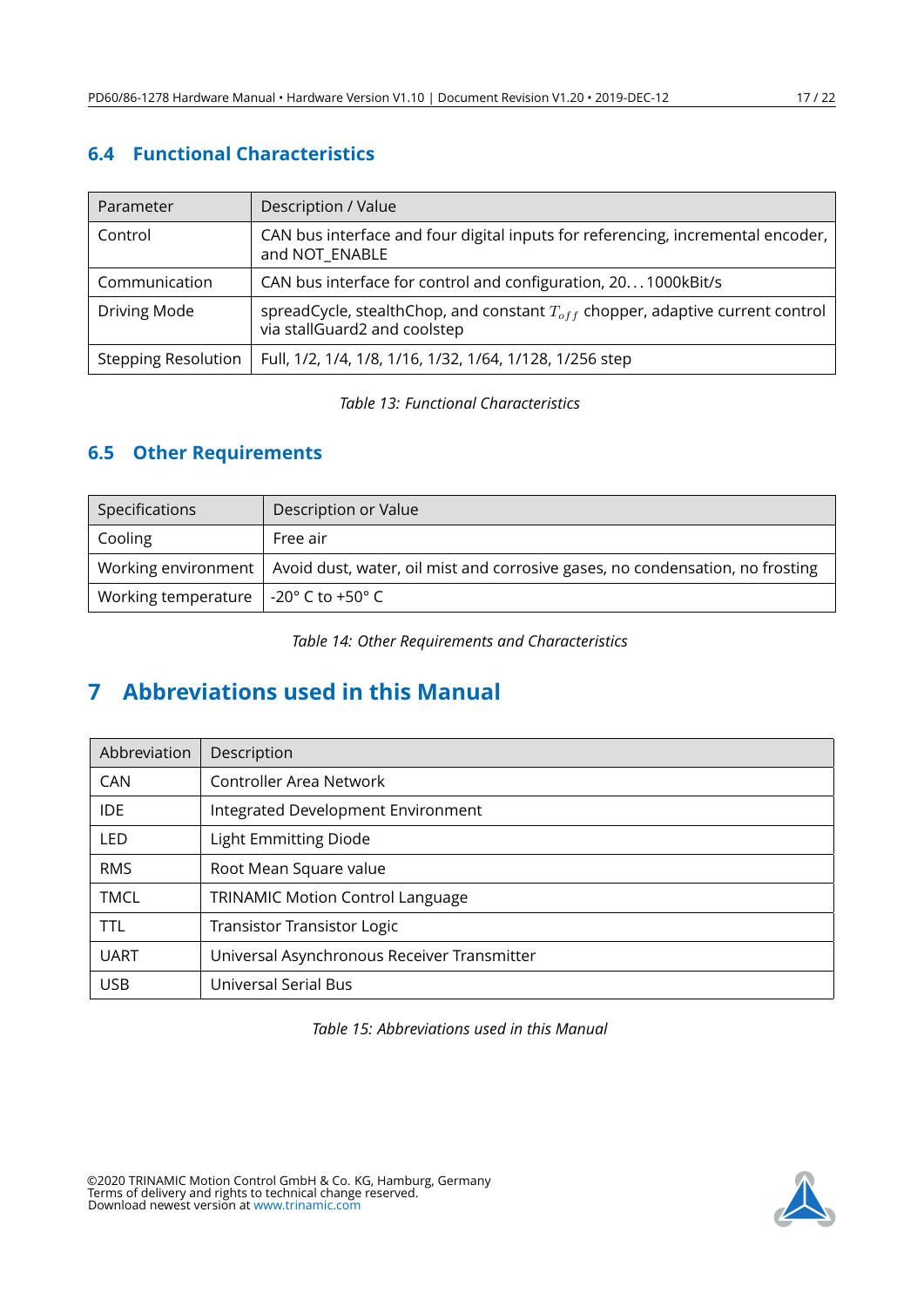### 6.4 Functional Characteristics

| Parameter | Description / Value |
|---|---|
| Control | CAN bus interface and four digital inputs for referencing, incremental encoder, and NOT_ENABLE |
| Communication | CAN bus interface for control and configuration, 20...1000kBit/s |
| Driving Mode | spreadCycle, stealthChop, and constant $T_{off}$ chopper, adaptive current control via stallGuard2 and coolstep |
| Stepping Resolution | Full, 1/2, 1/4, 1/8, 1/16, 1/32, 1/64, 1/128, 1/256 step |

*Table 13: Functional Characteristics*

### 6.5 Other Requirements

| Specifications | Description or Value |
|---|---|
| Cooling | Free air |
| Working environment | Avoid dust, water, oil mist and corrosive gases, no condensation, no frosting |
| Working temperature | -20° C to +50° C |

*Table 14: Other Requirements and Characteristics*

## 7 Abbreviations used in this Manual

| Abbreviation | Description |
|---|---|
| CAN | Controller Area Network |
| IDE | Integrated Development Environment |
| LED | Light Emmitting Diode |
| RMS | Root Mean Square value |
| TMCL | TRINAMIC Motion Control Language |
| TTL | Transistor Transistor Logic |
| UART | Universal Asynchronous Receiver Transmitter |
| USB | Universal Serial Bus |

*Table 15: Abbreviations used in this Manual*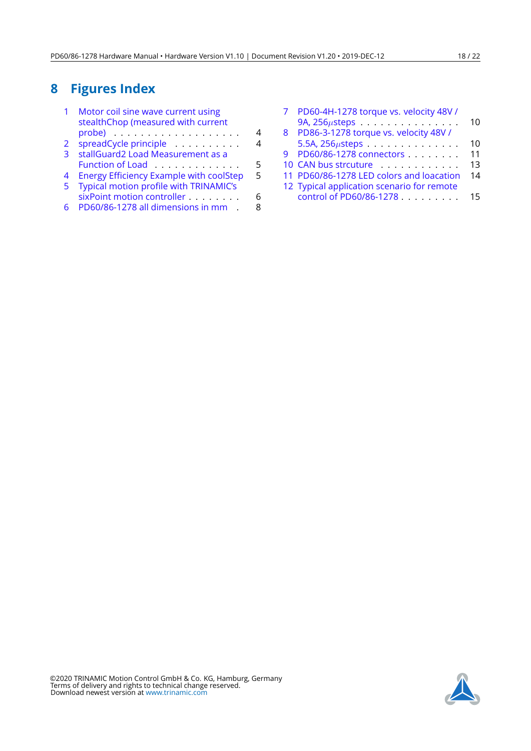# 8 Figures Index

1 Motor coil sine wave current using stealthChop (measured with current probe) . . . . . . . . . . . . . . . . . . . . 4
2 spreadCycle principle . . . . . . . . . . 4
3 stallGuard2 Load Measurement as a Function of Load . . . . . . . . . . . . . 5
4 Energy Efficiency Example with coolStep 5
5 Typical motion profile with TRINAMIC's sixPoint motion controller . . . . . . . . 6
6 PD60/86-1278 all dimensions in mm . 8
7 PD60-4H-1278 torque vs. velocity 48V / 9A, 256$\mu$steps . . . . . . . . . . . . . . . . 10
8 PD86-3-1278 torque vs. velocity 48V / 5.5A, 256$\mu$steps . . . . . . . . . . . . . . . 10
9 PD60/86-1278 connectors . . . . . . . . 11
10 CAN bus strcuture . . . . . . . . . . . . 13
11 PD60/86-1278 LED colors and loacation 14
12 Typical application scenario for remote control of PD60/86-1278 . . . . . . . . . 15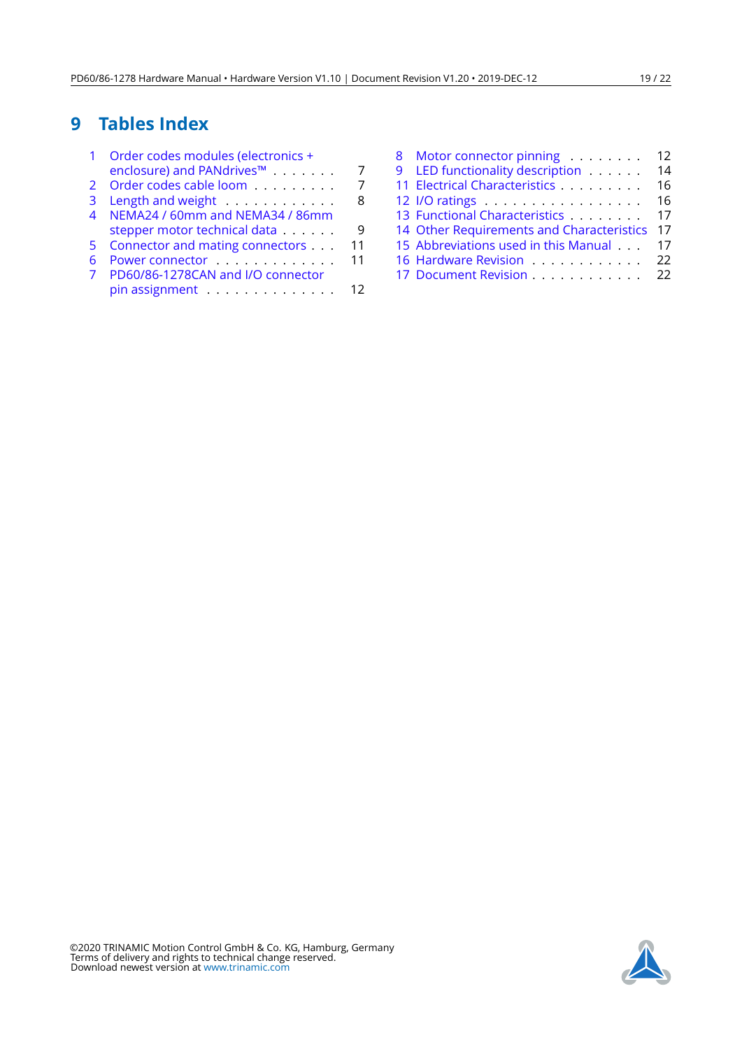# 9 Tables Index

1 Order codes modules (electronics + enclosure) and PANdrives™ . . . . . . . 7
2 Order codes cable loom . . . . . . . . . 7
3 Length and weight . . . . . . . . . . . . 8
4 NEMA24 / 60mm and NEMA34 / 86mm stepper motor technical data . . . . . . 9
5 Connector and mating connectors . . . 11
6 Power connector . . . . . . . . . . . . . 11
7 PD60/86-1278CAN and I/O connector pin assignment . . . . . . . . . . . . . . 12
8 Motor connector pinning . . . . . . . . 12
9 LED functionality description . . . . . . 14
11 Electrical Characteristics . . . . . . . . . 16
12 I/O ratings . . . . . . . . . . . . . . . . . 16
13 Functional Characteristics . . . . . . . . 17
14 Other Requirements and Characteristics 17
15 Abbreviations used in this Manual . . . 17
16 Hardware Revision . . . . . . . . . . . . 22
17 Document Revision . . . . . . . . . . . . 22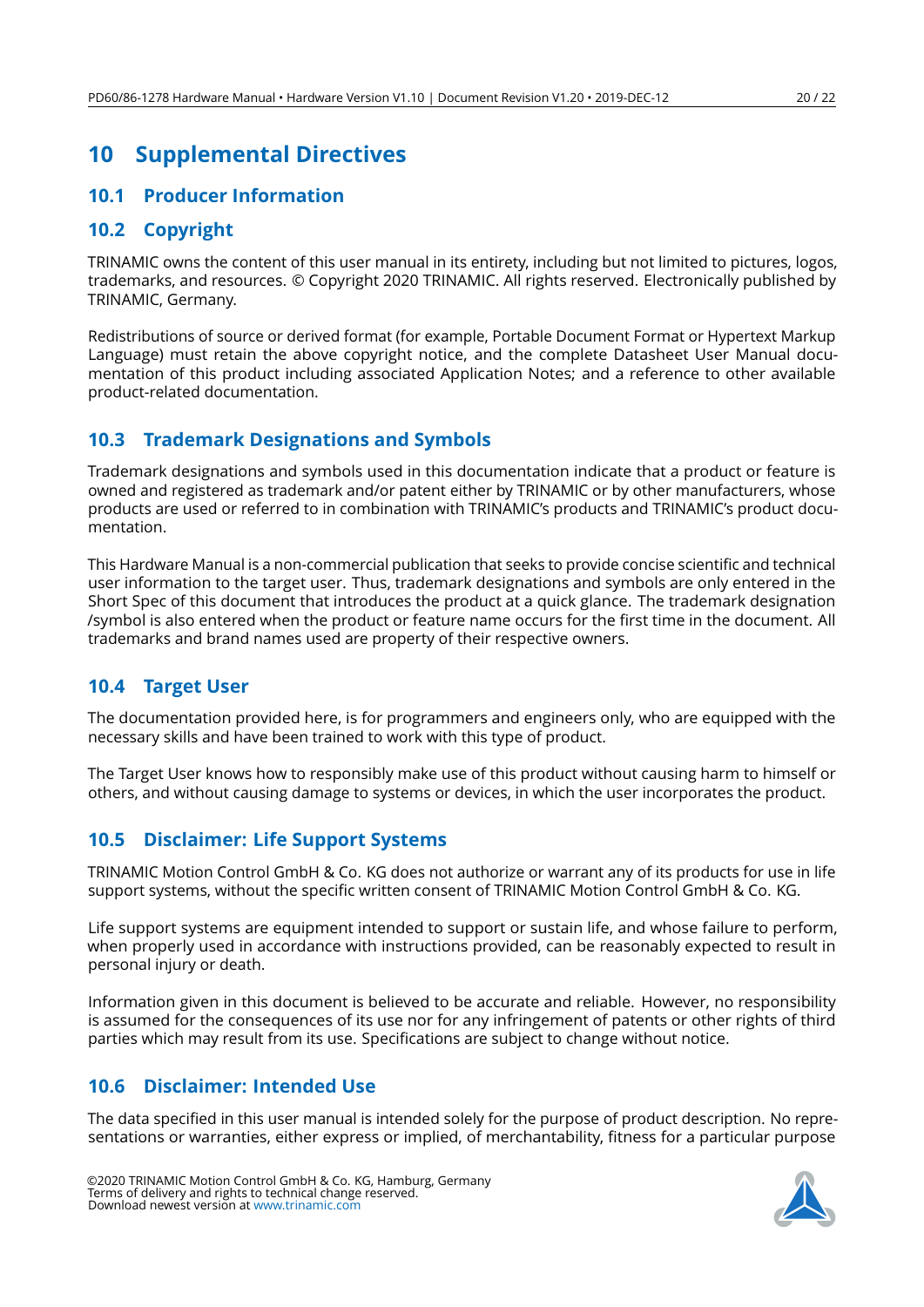# 10 Supplemental Directives

## 10.1 Producer Information

## 10.2 Copyright

TRINAMIC owns the content of this user manual in its entirety, including but not limited to pictures, logos, trademarks, and resources. © Copyright 2020 TRINAMIC. All rights reserved. Electronically published by TRINAMIC, Germany.

Redistributions of source or derived format (for example, Portable Document Format or Hypertext Markup Language) must retain the above copyright notice, and the complete Datasheet User Manual documentation of this product including associated Application Notes; and a reference to other available product-related documentation.

## 10.3 Trademark Designations and Symbols

Trademark designations and symbols used in this documentation indicate that a product or feature is owned and registered as trademark and/or patent either by TRINAMIC or by other manufacturers, whose products are used or referred to in combination with TRINAMIC's products and TRINAMIC's product documentation.

This Hardware Manual is a non-commercial publication that seeks to provide concise scientific and technical user information to the target user. Thus, trademark designations and symbols are only entered in the Short Spec of this document that introduces the product at a quick glance. The trademark designation /symbol is also entered when the product or feature name occurs for the first time in the document. All trademarks and brand names used are property of their respective owners.

## 10.4 Target User

The documentation provided here, is for programmers and engineers only, who are equipped with the necessary skills and have been trained to work with this type of product.

The Target User knows how to responsibly make use of this product without causing harm to himself or others, and without causing damage to systems or devices, in which the user incorporates the product.

## 10.5 Disclaimer: Life Support Systems

TRINAMIC Motion Control GmbH & Co. KG does not authorize or warrant any of its products for use in life support systems, without the specific written consent of TRINAMIC Motion Control GmbH & Co. KG.

Life support systems are equipment intended to support or sustain life, and whose failure to perform, when properly used in accordance with instructions provided, can be reasonably expected to result in personal injury or death.

Information given in this document is believed to be accurate and reliable. However, no responsibility is assumed for the consequences of its use nor for any infringement of patents or other rights of third parties which may result from its use. Specifications are subject to change without notice.

## 10.6 Disclaimer: Intended Use

The data specified in this user manual is intended solely for the purpose of product description. No representations or warranties, either express or implied, of merchantability, fitness for a particular purpose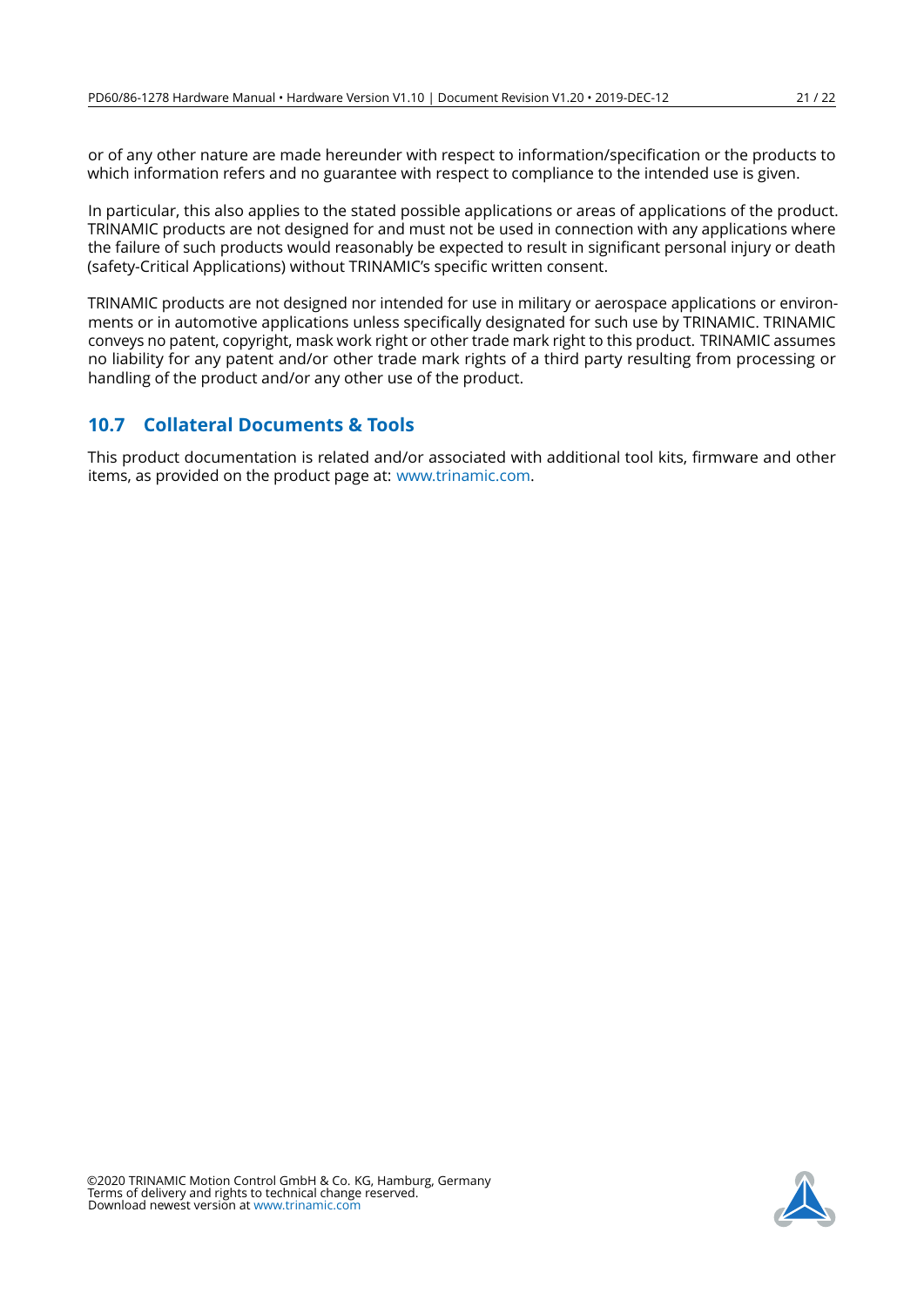or of any other nature are made hereunder with respect to information/specification or the products to which information refers and no guarantee with respect to compliance to the intended use is given.

In particular, this also applies to the stated possible applications or areas of applications of the product. TRINAMIC products are not designed for and must not be used in connection with any applications where the failure of such products would reasonably be expected to result in significant personal injury or death (safety-Critical Applications) without TRINAMIC's specific written consent.

TRINAMIC products are not designed nor intended for use in military or aerospace applications or environments or in automotive applications unless specifically designated for such use by TRINAMIC. TRINAMIC conveys no patent, copyright, mask work right or other trade mark right to this product. TRINAMIC assumes no liability for any patent and/or other trade mark rights of a third party resulting from processing or handling of the product and/or any other use of the product.

## 10.7 Collateral Documents & Tools

This product documentation is related and/or associated with additional tool kits, firmware and other items, as provided on the product page at: www.trinamic.com.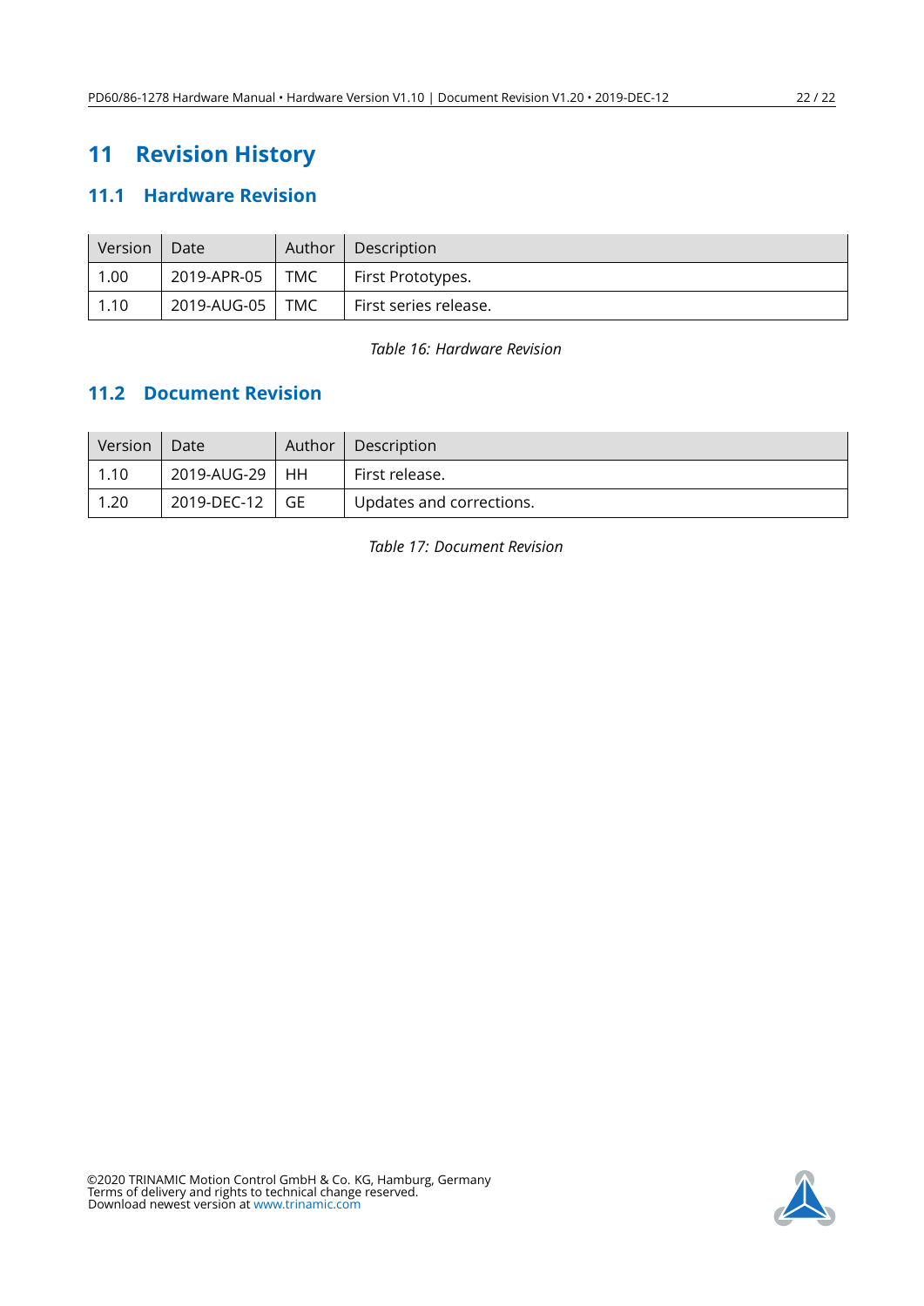# 11 Revision History

## 11.1 Hardware Revision

| Version | Date | Author | Description |
|---|---|---|---|
| 1.00 | 2019-APR-05 | TMC | First Prototypes. |
| 1.10 | 2019-AUG-05 | TMC | First series release. |

*Table 16: Hardware Revision*

## 11.2 Document Revision

| Version | Date | Author | Description |
|---|---|---|---|
| 1.10 | 2019-AUG-29 | HH | First release. |
| 1.20 | 2019-DEC-12 | GE | Updates and corrections. |

*Table 17: Document Revision*

©2020 TRINAMIC Motion Control GmbH & Co. KG, Hamburg, Germany
Terms of delivery and rights to technical change reserved.
Download newest version at www.trinamic.com